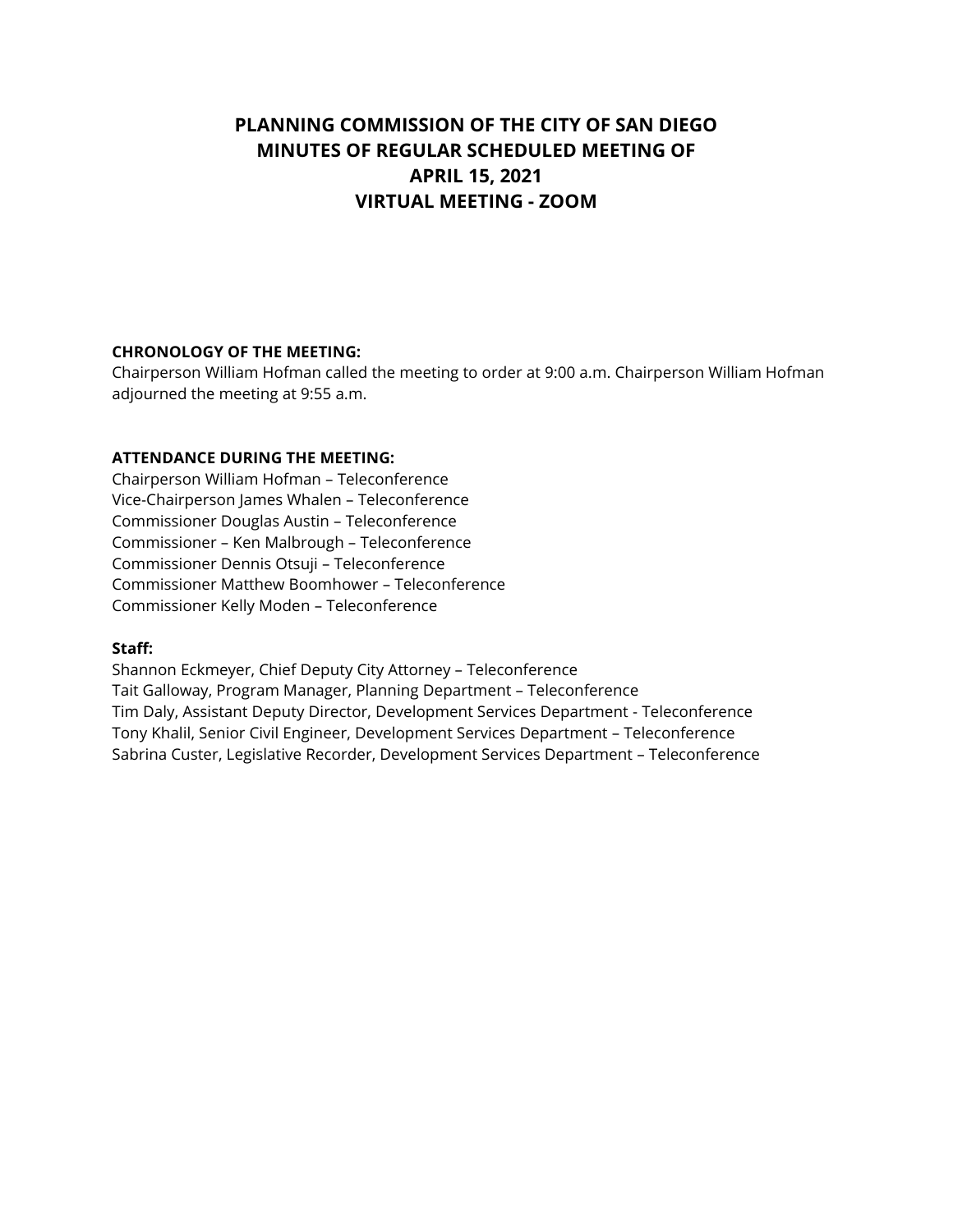# PLANNING COMMISSION OF THE CITY OF SAN DIEGO
# MINUTES OF REGULAR SCHEDULED MEETING OF
# APRIL 15, 2021
# VIRTUAL MEETING - ZOOM

**CHRONOLOGY OF THE MEETING:**
Chairperson William Hofman called the meeting to order at 9:00 a.m. Chairperson William Hofman adjourned the meeting at 9:55 a.m.

**ATTENDANCE DURING THE MEETING:**
Chairperson William Hofman – Teleconference
Vice-Chairperson James Whalen – Teleconference
Commissioner Douglas Austin – Teleconference
Commissioner – Ken Malbrough – Teleconference
Commissioner Dennis Otsuji – Teleconference
Commissioner Matthew Boomhower – Teleconference
Commissioner Kelly Moden – Teleconference

**Staff:**
Shannon Eckmeyer, Chief Deputy City Attorney – Teleconference
Tait Galloway, Program Manager, Planning Department – Teleconference
Tim Daly, Assistant Deputy Director, Development Services Department - Teleconference
Tony Khalil, Senior Civil Engineer, Development Services Department – Teleconference
Sabrina Custer, Legislative Recorder, Development Services Department – Teleconference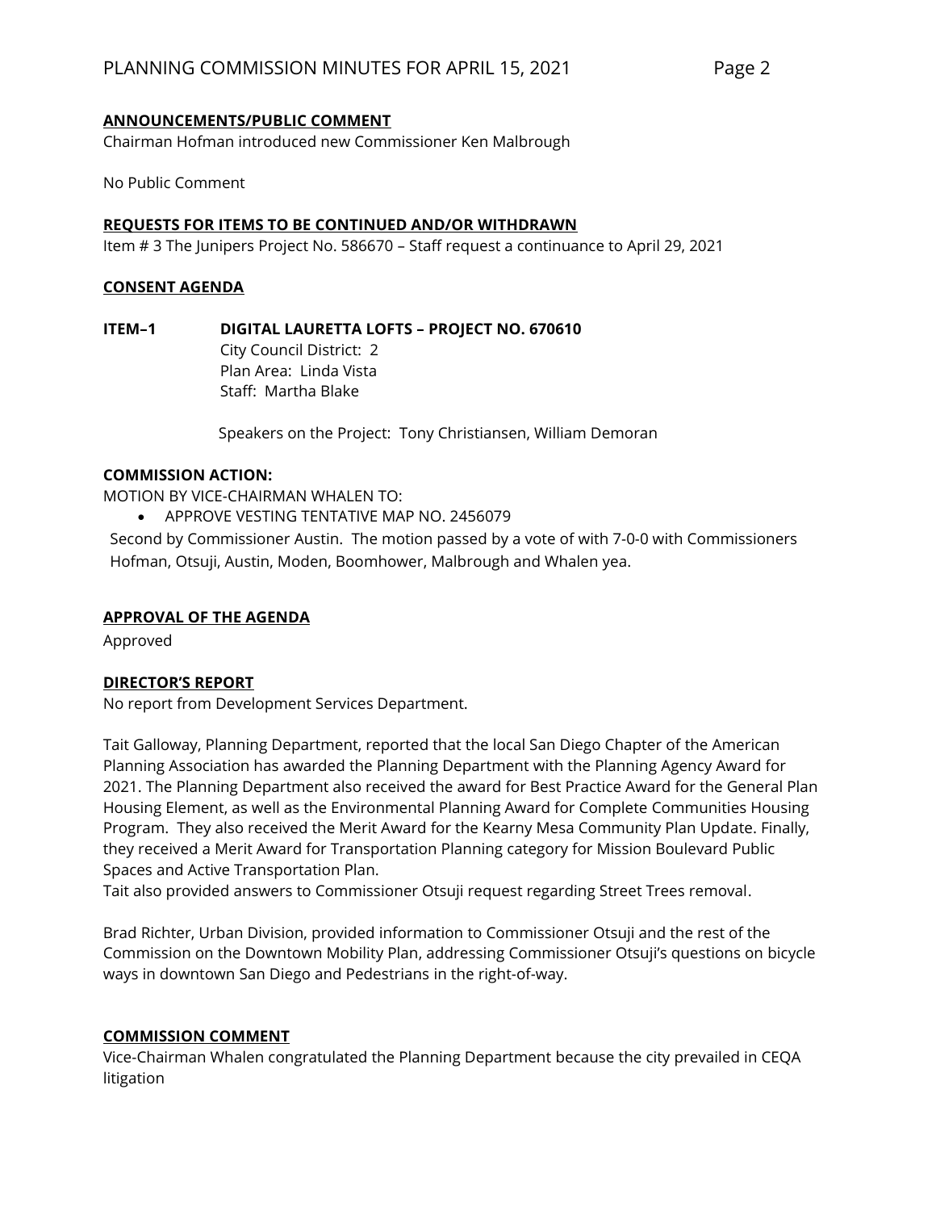**ANNOUNCEMENTS/PUBLIC COMMENT**

Chairman Hofman introduced new Commissioner Ken Malbrough

No Public Comment

**REQUESTS FOR ITEMS TO BE CONTINUED AND/OR WITHDRAWN**

Item # 3 The Junipers Project No. 586670 – Staff request a continuance to April 29, 2021

**CONSENT AGENDA**

**ITEM–1 DIGITAL LAURETTA LOFTS – PROJECT NO. 670610**

City Council District: 2
Plan Area: Linda Vista
Staff: Martha Blake

Speakers on the Project: Tony Christiansen, William Demoran

**COMMISSION ACTION:**

MOTION BY VICE-CHAIRMAN WHALEN TO:

- APPROVE VESTING TENTATIVE MAP NO. 2456079

Second by Commissioner Austin. The motion passed by a vote of with 7-0-0 with Commissioners Hofman, Otsuji, Austin, Moden, Boomhower, Malbrough and Whalen yea.

**APPROVAL OF THE AGENDA**

Approved

**DIRECTOR'S REPORT**

No report from Development Services Department.

Tait Galloway, Planning Department, reported that the local San Diego Chapter of the American Planning Association has awarded the Planning Department with the Planning Agency Award for 2021. The Planning Department also received the award for Best Practice Award for the General Plan Housing Element, as well as the Environmental Planning Award for Complete Communities Housing Program. They also received the Merit Award for the Kearny Mesa Community Plan Update. Finally, they received a Merit Award for Transportation Planning category for Mission Boulevard Public Spaces and Active Transportation Plan.
Tait also provided answers to Commissioner Otsuji request regarding Street Trees removal.

Brad Richter, Urban Division, provided information to Commissioner Otsuji and the rest of the Commission on the Downtown Mobility Plan, addressing Commissioner Otsuji's questions on bicycle ways in downtown San Diego and Pedestrians in the right-of-way.

**COMMISSION COMMENT**

Vice-Chairman Whalen congratulated the Planning Department because the city prevailed in CEQA litigation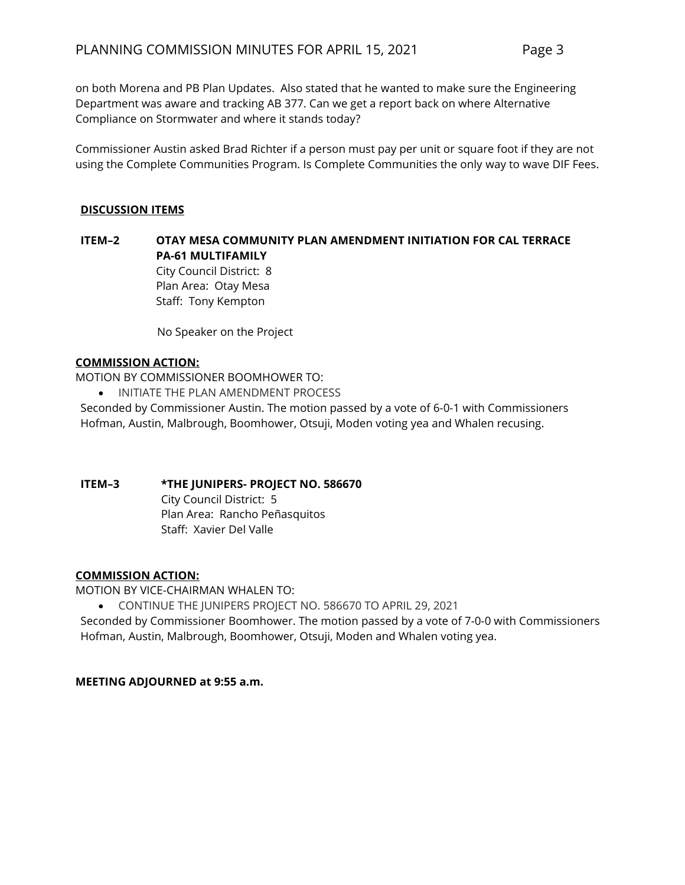on both Morena and PB Plan Updates. Also stated that he wanted to make sure the Engineering Department was aware and tracking AB 377. Can we get a report back on where Alternative Compliance on Stormwater and where it stands today?

Commissioner Austin asked Brad Richter if a person must pay per unit or square foot if they are not using the Complete Communities Program. Is Complete Communities the only way to wave DIF Fees.

**DISCUSSION ITEMS**

**ITEM–2 OTAY MESA COMMUNITY PLAN AMENDMENT INITIATION FOR CAL TERRACE PA-61 MULTIFAMILY**
City Council District: 8
Plan Area: Otay Mesa
Staff: Tony Kempton

No Speaker on the Project

**COMMISSION ACTION:**

MOTION BY COMMISSIONER BOOMHOWER TO:

- INITIATE THE PLAN AMENDMENT PROCESS

Seconded by Commissioner Austin. The motion passed by a vote of 6-0-1 with Commissioners Hofman, Austin, Malbrough, Boomhower, Otsuji, Moden voting yea and Whalen recusing.

**ITEM–3 *THE JUNIPERS- PROJECT NO. 586670**
City Council District: 5
Plan Area: Rancho Peñasquitos
Staff: Xavier Del Valle

**COMMISSION ACTION:**

MOTION BY VICE-CHAIRMAN WHALEN TO:

- CONTINUE THE JUNIPERS PROJECT NO. 586670 TO APRIL 29, 2021

Seconded by Commissioner Boomhower. The motion passed by a vote of 7-0-0 with Commissioners Hofman, Austin, Malbrough, Boomhower, Otsuji, Moden and Whalen voting yea.

**MEETING ADJOURNED at 9:55 a.m.**